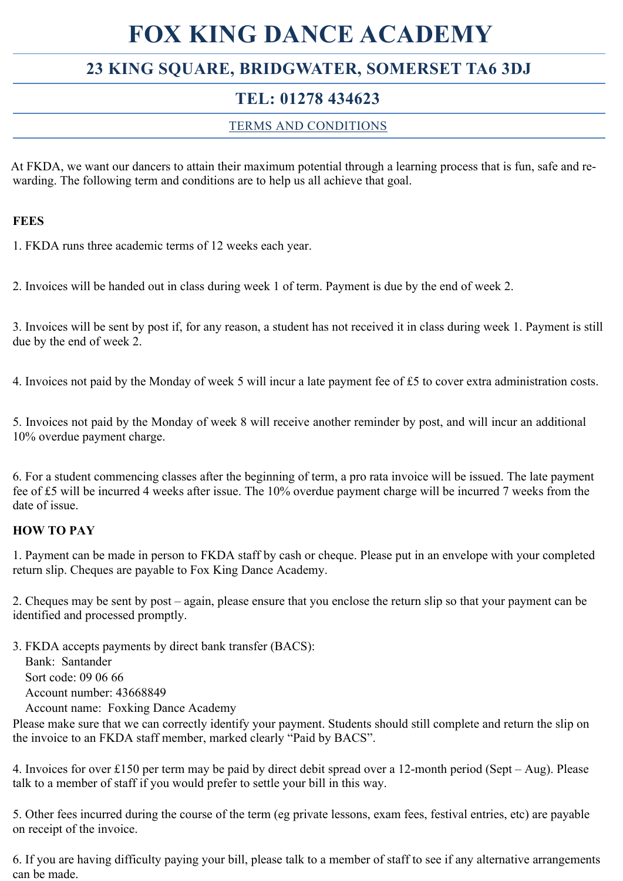# FOX KING DANCE ACADEMY

## 23 KING SQUARE, BRIDGWATER, SOMERSET TA6 3DJ

## TEL: 01278 434623

TERMS AND CONDITIONS

At FKDA, we want our dancers to attain their maximum potential through a learning process that is fun, safe and rewarding. The following term and conditions are to help us all achieve that goal.

**FEES**

1. FKDA runs three academic terms of 12 weeks each year.

2. Invoices will be handed out in class during week 1 of term. Payment is due by the end of week 2.

3. Invoices will be sent by post if, for any reason, a student has not received it in class during week 1. Payment is still due by the end of week 2.

4. Invoices not paid by the Monday of week 5 will incur a late payment fee of £5 to cover extra administration costs.

5. Invoices not paid by the Monday of week 8 will receive another reminder by post, and will incur an additional 10% overdue payment charge.

6. For a student commencing classes after the beginning of term, a pro rata invoice will be issued. The late payment fee of £5 will be incurred 4 weeks after issue. The 10% overdue payment charge will be incurred 7 weeks from the date of issue.

**HOW TO PAY**

1. Payment can be made in person to FKDA staff by cash or cheque. Please put in an envelope with your completed return slip. Cheques are payable to Fox King Dance Academy.

2. Cheques may be sent by post – again, please ensure that you enclose the return slip so that your payment can be identified and processed promptly.

3. FKDA accepts payments by direct bank transfer (BACS):
   Bank: Santander
   Sort code: 09 06 66
   Account number: 43668849
   Account name: Foxking Dance Academy

Please make sure that we can correctly identify your payment. Students should still complete and return the slip on the invoice to an FKDA staff member, marked clearly "Paid by BACS".

4. Invoices for over £150 per term may be paid by direct debit spread over a 12-month period (Sept – Aug). Please talk to a member of staff if you would prefer to settle your bill in this way.

5. Other fees incurred during the course of the term (eg private lessons, exam fees, festival entries, etc) are payable on receipt of the invoice.

6. If you are having difficulty paying your bill, please talk to a member of staff to see if any alternative arrangements can be made.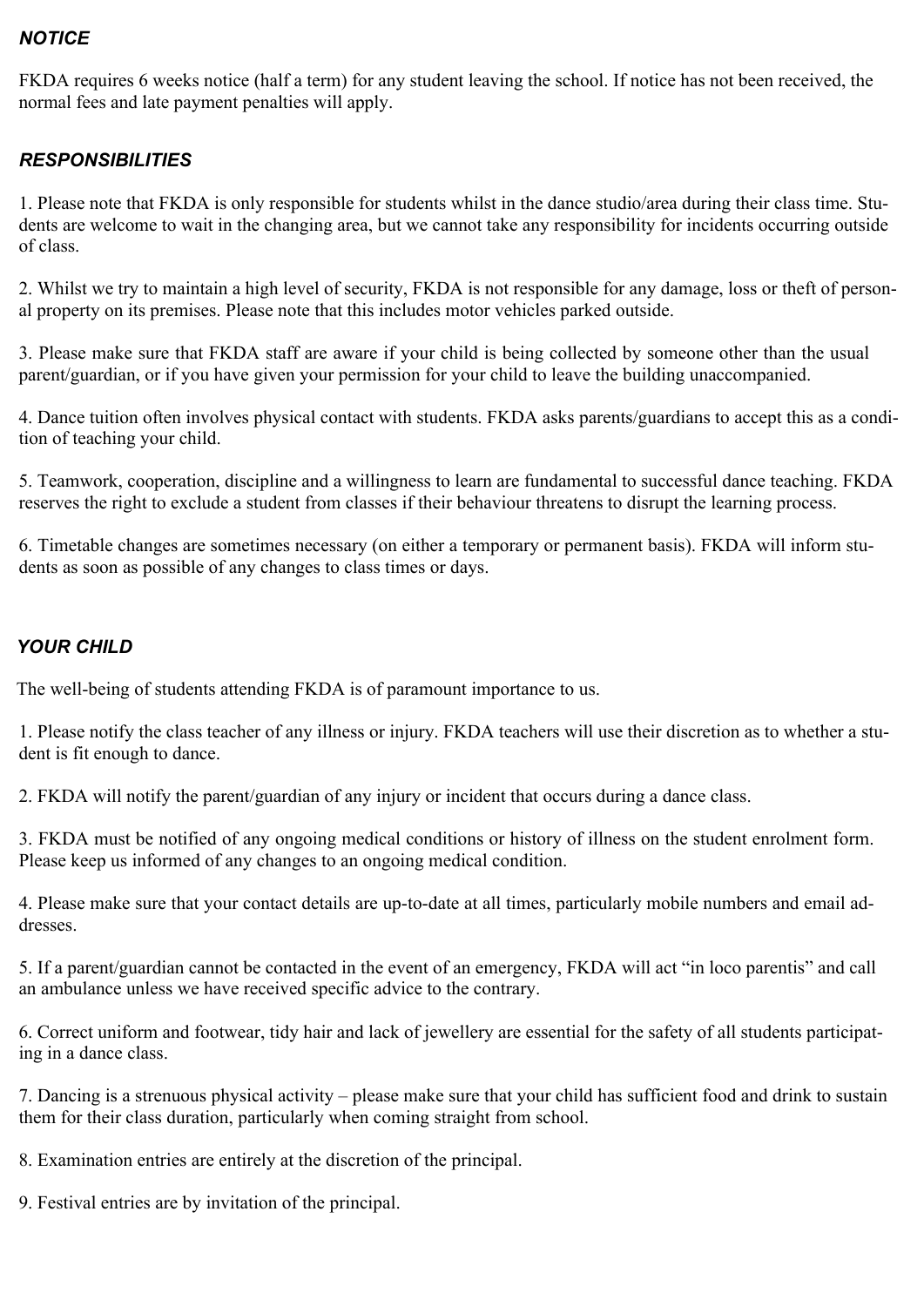### *NOTICE*

FKDA requires 6 weeks notice (half a term) for any student leaving the school. If notice has not been received, the normal fees and late payment penalties will apply.

### *RESPONSIBILITIES*

1. Please note that FKDA is only responsible for students whilst in the dance studio/area during their class time. Students are welcome to wait in the changing area, but we cannot take any responsibility for incidents occurring outside of class.

2. Whilst we try to maintain a high level of security, FKDA is not responsible for any damage, loss or theft of personal property on its premises. Please note that this includes motor vehicles parked outside.

3. Please make sure that FKDA staff are aware if your child is being collected by someone other than the usual parent/guardian, or if you have given your permission for your child to leave the building unaccompanied.

4. Dance tuition often involves physical contact with students. FKDA asks parents/guardians to accept this as a condition of teaching your child.

5. Teamwork, cooperation, discipline and a willingness to learn are fundamental to successful dance teaching. FKDA reserves the right to exclude a student from classes if their behaviour threatens to disrupt the learning process.

6. Timetable changes are sometimes necessary (on either a temporary or permanent basis). FKDA will inform students as soon as possible of any changes to class times or days.

### *YOUR CHILD*

The well-being of students attending FKDA is of paramount importance to us.

1. Please notify the class teacher of any illness or injury. FKDA teachers will use their discretion as to whether a student is fit enough to dance.

2. FKDA will notify the parent/guardian of any injury or incident that occurs during a dance class.

3. FKDA must be notified of any ongoing medical conditions or history of illness on the student enrolment form. Please keep us informed of any changes to an ongoing medical condition.

4. Please make sure that your contact details are up-to-date at all times, particularly mobile numbers and email addresses.

5. If a parent/guardian cannot be contacted in the event of an emergency, FKDA will act "in loco parentis" and call an ambulance unless we have received specific advice to the contrary.

6. Correct uniform and footwear, tidy hair and lack of jewellery are essential for the safety of all students participating in a dance class.

7. Dancing is a strenuous physical activity – please make sure that your child has sufficient food and drink to sustain them for their class duration, particularly when coming straight from school.

8. Examination entries are entirely at the discretion of the principal.

9. Festival entries are by invitation of the principal.